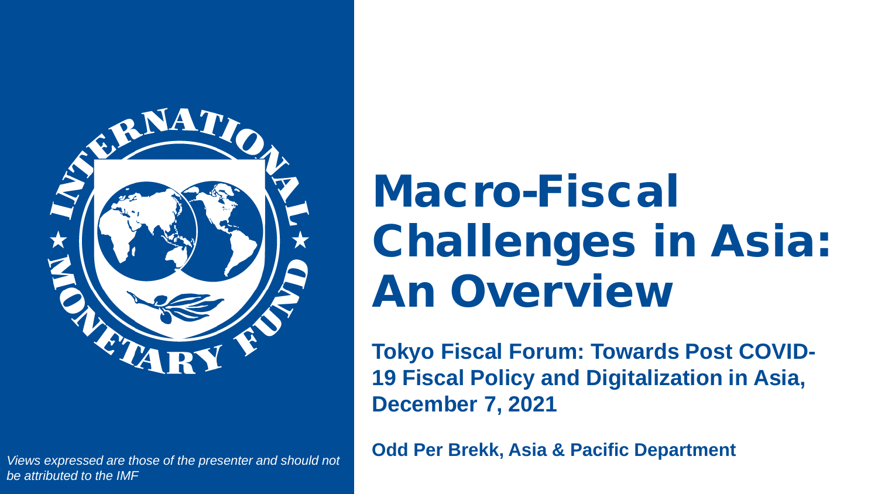# Macro-Fiscal Challenges in Asia: An Overview

**Tokyo Fiscal Forum: Towards Post COVID-19 Fiscal Policy and Digitalization in Asia, December 7, 2021**

**Odd Per Brekk, Asia & Pacific Department**

*Views expressed are those of the presenter and should not be attributed to the IMF*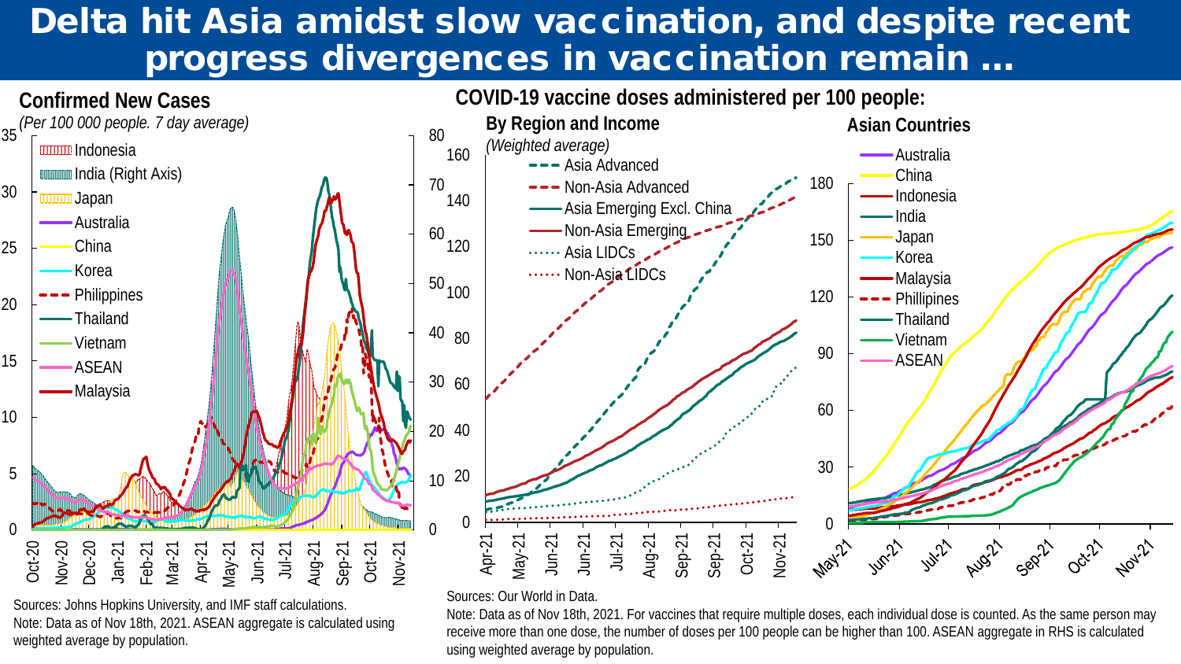# Delta hit Asia amidst slow vaccination, and despite recent progress divergences in vaccination remain …

## Confirmed New Cases

*(Per 100 000 people. 7 day average)*

Indonesia
India (Right Axis)
Japan
Australia
China
Korea
Philippines
Thailand
Vietnam
ASEAN
Malaysia

35
30
25
20
15
10
5
0

80
70
60
50
40
30
20
10
0

Oct-20
Nov-20
Dec-20
Jan-21
Feb-21
Mar-21
Apr-21
May-21
Jun-21
Jul-21
Aug-21
Sep-21
Oct-21
Nov-21

Sources: Johns Hopkins University, and IMF staff calculations.
Note: Data as of Nov 18th, 2021. ASEAN aggregate is calculated using weighted average by population.

## COVID-19 vaccine doses administered per 100 people:

### By Region and Income

*(Weighted average)*

Asia Advanced
Non-Asia Advanced
Asia Emerging Excl. China
Non-Asia Emerging
Asia LIDCs
Non-Asia LIDCs

160
140
120
100
80
60
40
20
0

Apr-21
May-21
Jun-21
Jun-21
Jul-21
Aug-21
Sep-21
Sep-21
Oct-21
Nov-21

### Asian Countries

Australia
China
Indonesia
India
Japan
Korea
Malaysia
Phillipines
Thailand
Vietnam
ASEAN

180
150
120
90
60
30
0

May-21
Jun-21
Jul-21
Aug-21
Sep-21
Oct-21
Nov-21

Sources: Our World in Data.
Note: Data as of Nov 18th, 2021. For vaccines that require multiple doses, each individual dose is counted. As the same person may receive more than one dose, the number of doses per 100 people can be higher than 100. ASEAN aggregate in RHS is calculated using weighted average by population.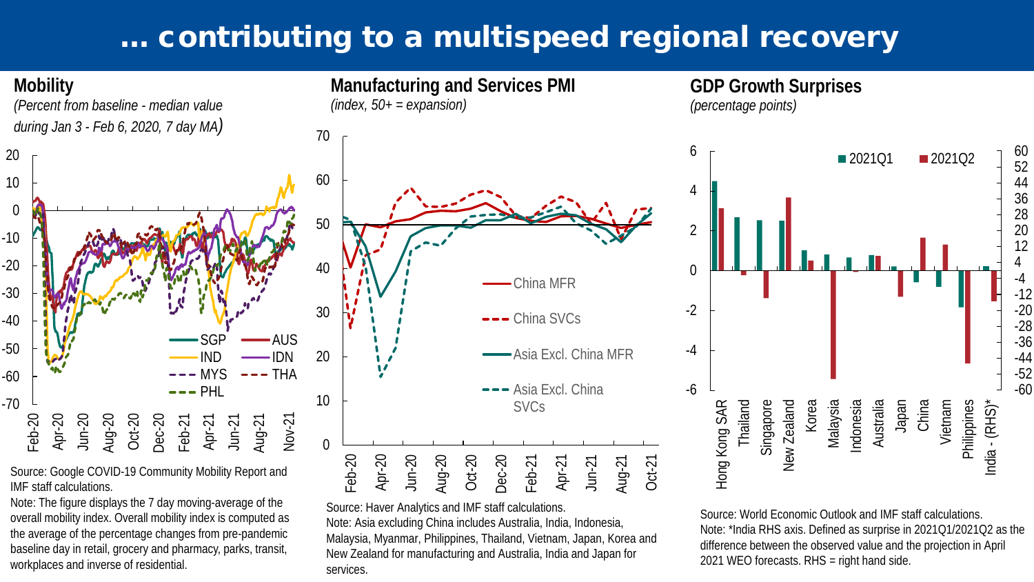# … contributing to a multispeed regional recovery

## Mobility

*(Percent from baseline - median value during Jan 3 - Feb 6, 2020, 7 day MA)*

20
10
0
-10
-20
-30
-40
-50
-60
-70

Feb-20 Apr-20 Jun-20 Aug-20 Oct-20 Dec-20 Feb-21 Apr-21 Jun-21 Aug-21 Nov-21

SGP AUS IND IDN MYS THA PHL

Source: Google COVID-19 Community Mobility Report and IMF staff calculations.

Note: The figure displays the 7 day moving-average of the overall mobility index. Overall mobility index is computed as the average of the percentage changes from pre-pandemic baseline day in retail, grocery and pharmacy, parks, transit, workplaces and inverse of residential.

## Manufacturing and Services PMI

*(index, 50+ = expansion)*

70
60
50
40
30
20
10
0

Feb-20 Apr-20 Jun-20 Aug-20 Oct-20 Dec-20 Feb-21 Apr-21 Jun-21 Aug-21 Oct-21

China MFR
China SVCs
Asia Excl. China MFR
Asia Excl. China SVCs

Source: Haver Analytics and IMF staff calculations.

Note: Asia excluding China includes Australia, India, Indonesia, Malaysia, Myanmar, Philippines, Thailand, Vietnam, Japan, Korea and New Zealand for manufacturing and Australia, India and Japan for services.

## GDP Growth Surprises

*(percentage points)*

6
4
2
0
-2
-4
-6

60 52 44 36 28 20 12 4 -4 -12 -20 -28 -36 -44 -52 -60

2021Q1 2021Q2

Hong Kong SAR, Thailand, Singapore, New Zealand, Korea, Malaysia, Indonesia, Australia, Japan, China, Vietnam, Philippines, India - (RHS)*

Source: World Economic Outlook and IMF staff calculations.

Note: *India RHS axis. Defined as surprise in 2021Q1/2021Q2 as the difference between the observed value and the projection in April 2021 WEO forecasts. RHS = right hand side.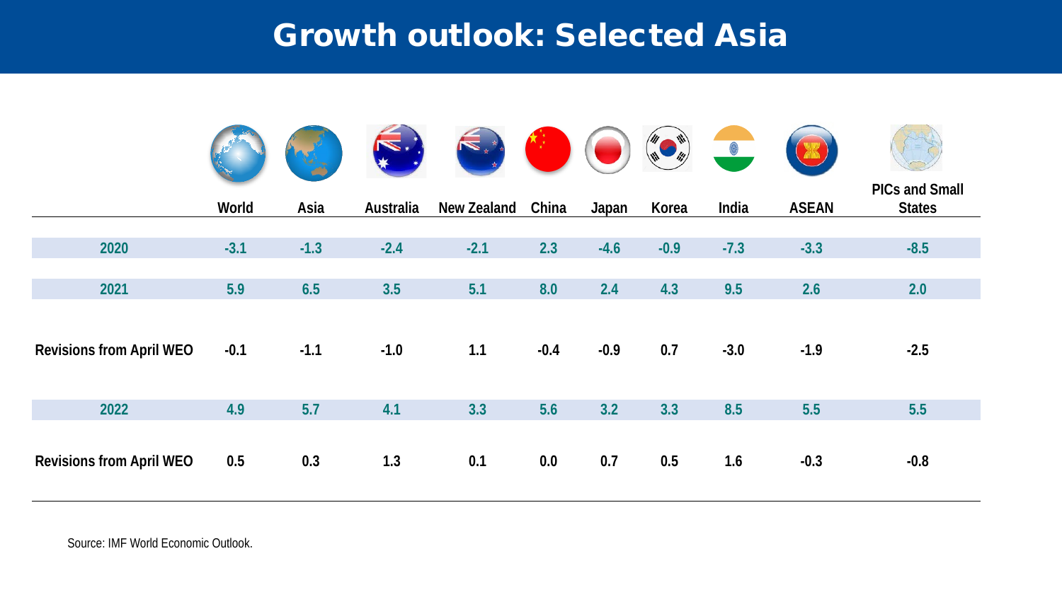# Growth outlook: Selected Asia

| | World | Asia | Australia | New Zealand | China | Japan | Korea | India | ASEAN | PICs and Small States |
|---|---|---|---|---|---|---|---|---|---|---|
| 2020 | -3.1 | -1.3 | -2.4 | -2.1 | 2.3 | -4.6 | -0.9 | -7.3 | -3.3 | -8.5 |
| 2021 | 5.9 | 6.5 | 3.5 | 5.1 | 8.0 | 2.4 | 4.3 | 9.5 | 2.6 | 2.0 |
| Revisions from April WEO | -0.1 | -1.1 | -1.0 | 1.1 | -0.4 | -0.9 | 0.7 | -3.0 | -1.9 | -2.5 |
| 2022 | 4.9 | 5.7 | 4.1 | 3.3 | 5.6 | 3.2 | 3.3 | 8.5 | 5.5 | 5.5 |
| Revisions from April WEO | 0.5 | 0.3 | 1.3 | 0.1 | 0.0 | 0.7 | 0.5 | 1.6 | -0.3 | -0.8 |

Source: IMF World Economic Outlook.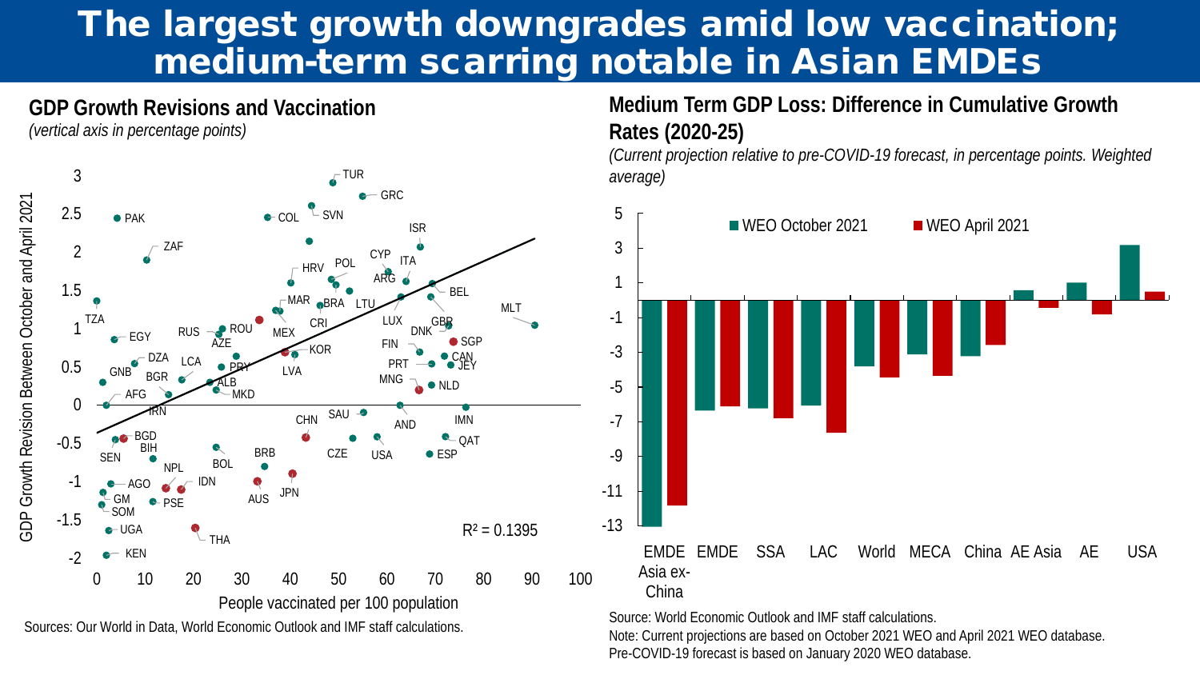# The largest growth downgrades amid low vaccination; medium-term scarring notable in Asian EMDEs

## GDP Growth Revisions and Vaccination

*(vertical axis in percentage points)*

GDP Growth Revision Between October and April 2021

3
2.5
2
1.5
1
0.5
0
-0.5
-1
-1.5
-2

0 10 20 30 40 50 60 70 80 90 100

People vaccinated per 100 population

TUR, GRC, PAK, COL, SVN, ISR, ZAF, CYP, ITA, HRV, POL, ARG, BEL, MAR, BRA, LTU, MLT, TZA, CRI, LUX, GBR, RUS, ROU, MEX, DNK, EGY, AZE, FIN, SGP, KOR, CAN, DZA, LCA, PRY, PRT, JEY, GNB, BGR, LVA, MNG, ALB, NLD, AFG, MKD, IRN, SAU, IMN, CHN, AND, BGD, QAT, SEN, BIH, CZE, USA, ESP, BRB, NPL, BOL, AGO, IDN, GM, PSE, AUS, JPN, SOM, UGA, THA, KEN

$R^2 = 0.1395$

Sources: Our World in Data, World Economic Outlook and IMF staff calculations.

## Medium Term GDP Loss: Difference in Cumulative Growth Rates (2020-25)

*(Current projection relative to pre-COVID-19 forecast, in percentage points. Weighted average)*

WEO October 2021
WEO April 2021

5
3
1
-1
-3
-5
-7
-9
-11
-13

EMDE Asia ex-China, EMDE, SSA, LAC, World, MECA, China, AE Asia, AE, USA

Source: World Economic Outlook and IMF staff calculations.

Note: Current projections are based on October 2021 WEO and April 2021 WEO database. Pre-COVID-19 forecast is based on January 2020 WEO database.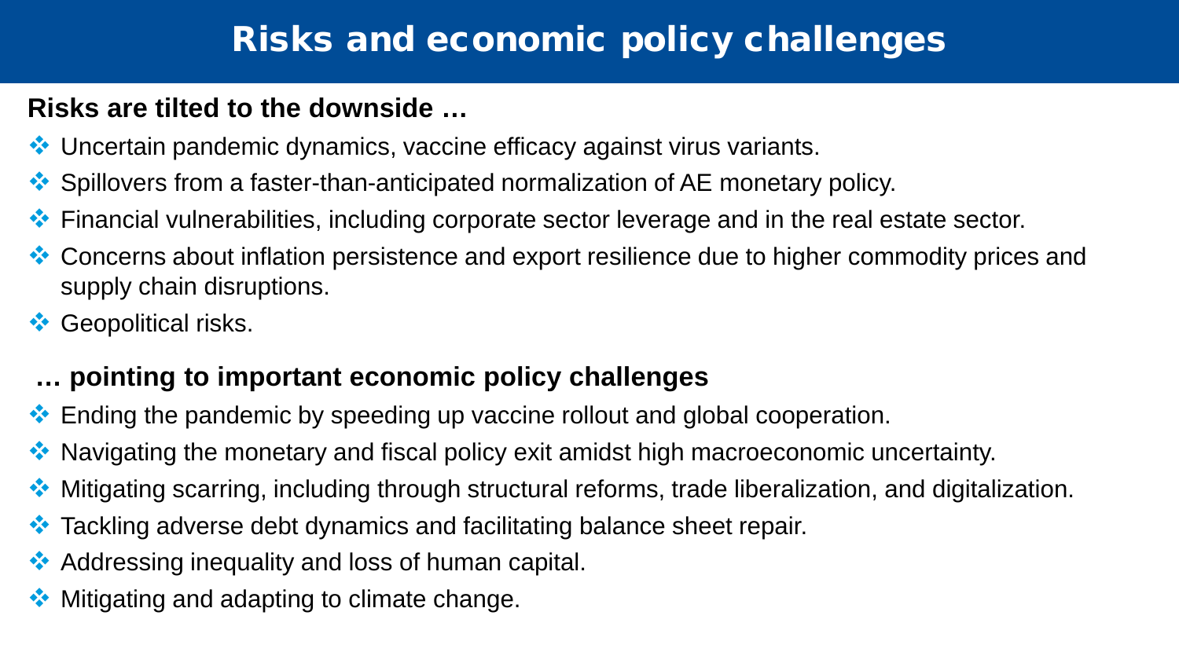# Risks and economic policy challenges

**Risks are tilted to the downside …**

- Uncertain pandemic dynamics, vaccine efficacy against virus variants.
- Spillovers from a faster-than-anticipated normalization of AE monetary policy.
- Financial vulnerabilities, including corporate sector leverage and in the real estate sector.
- Concerns about inflation persistence and export resilience due to higher commodity prices and supply chain disruptions.
- Geopolitical risks.

**… pointing to important economic policy challenges**

- Ending the pandemic by speeding up vaccine rollout and global cooperation.
- Navigating the monetary and fiscal policy exit amidst high macroeconomic uncertainty.
- Mitigating scarring, including through structural reforms, trade liberalization, and digitalization.
- Tackling adverse debt dynamics and facilitating balance sheet repair.
- Addressing inequality and loss of human capital.
- Mitigating and adapting to climate change.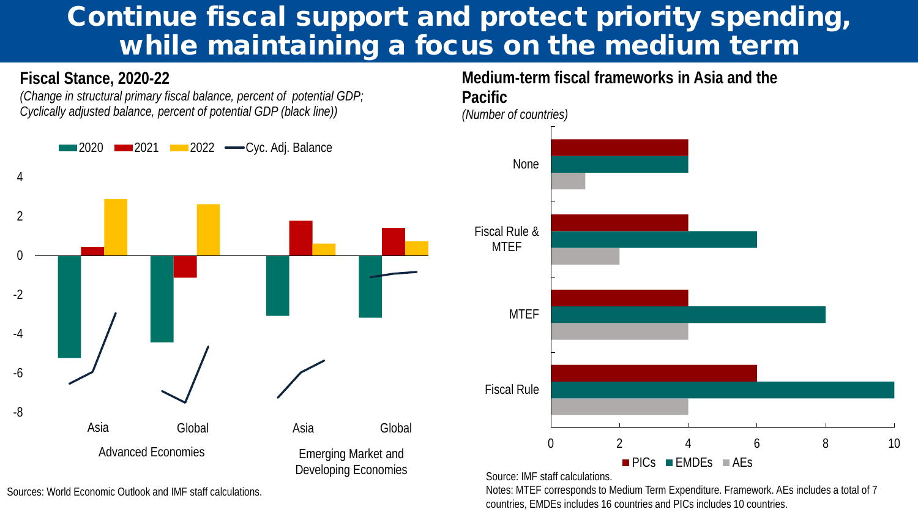# Continue fiscal support and protect priority spending, while maintaining a focus on the medium term

## Fiscal Stance, 2020-22

*(Change in structural primary fiscal balance, percent of potential GDP; Cyclically adjusted balance, percent of potential GDP (black line))*

2020 2021 2022 Cyc. Adj. Balance

4
2
0
-2
-4
-6
-8

Asia Global Asia Global

Advanced Economies

Emerging Market and Developing Economies

Sources: World Economic Outlook and IMF staff calculations.

## Medium-term fiscal frameworks in Asia and the Pacific

*(Number of countries)*

None

Fiscal Rule & MTEF

MTEF

Fiscal Rule

0 2 4 6 8 10

PICs EMDEs AEs

Source: IMF staff calculations.

Notes: MTEF corresponds to Medium Term Expenditure. Framework. AEs includes a total of 7 countries, EMDEs includes 16 countries and PICs includes 10 countries.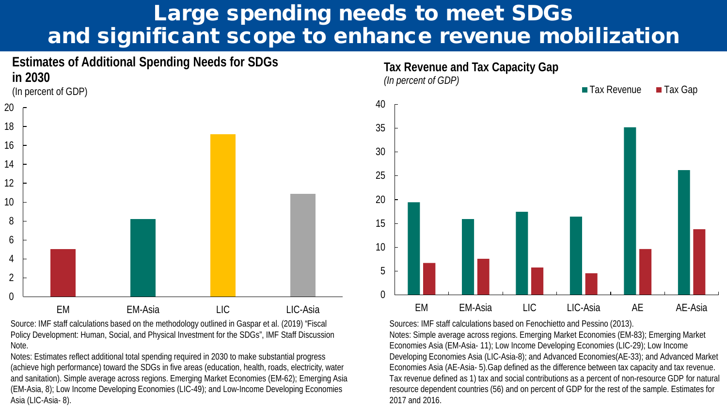# Large spending needs to meet SDGs and significant scope to enhance revenue mobilization

## Estimates of Additional Spending Needs for SDGs in 2030

(In percent of GDP)

20
18
16
14
12
10
8
6
4
2
0

EM
EM-Asia
LIC
LIC-Asia

Source: IMF staff calculations based on the methodology outlined in Gaspar et al. (2019) "Fiscal Policy Development: Human, Social, and Physical Investment for the SDGs", IMF Staff Discussion Note.

Notes: Estimates reflect additional total spending required in 2030 to make substantial progress (achieve high performance) toward the SDGs in five areas (education, health, roads, electricity, water and sanitation). Simple average across regions. Emerging Market Economies (EM-62); Emerging Asia (EM-Asia, 8); Low Income Developing Economies (LIC-49); and Low-Income Developing Economies Asia (LIC-Asia- 8).

## Tax Revenue and Tax Capacity Gap

*(In percent of GDP)*

Tax Revenue
Tax Gap

40
35
30
25
20
15
10
5
0

EM
EM-Asia
LIC
LIC-Asia
AE
AE-Asia

Sources: IMF staff calculations based on Fenochietto and Pessino (2013).

Notes: Simple average across regions. Emerging Market Economies (EM-83); Emerging Market Economies Asia (EM-Asia- 11); Low Income Developing Economies (LIC-29); Low Income Developing Economies Asia (LIC-Asia-8); and Advanced Economies(AE-33); and Advanced Market Economies Asia (AE-Asia- 5).Gap defined as the difference between tax capacity and tax revenue. Tax revenue defined as 1) tax and social contributions as a percent of non-resource GDP for natural resource dependent countries (56) and on percent of GDP for the rest of the sample. Estimates for 2017 and 2016.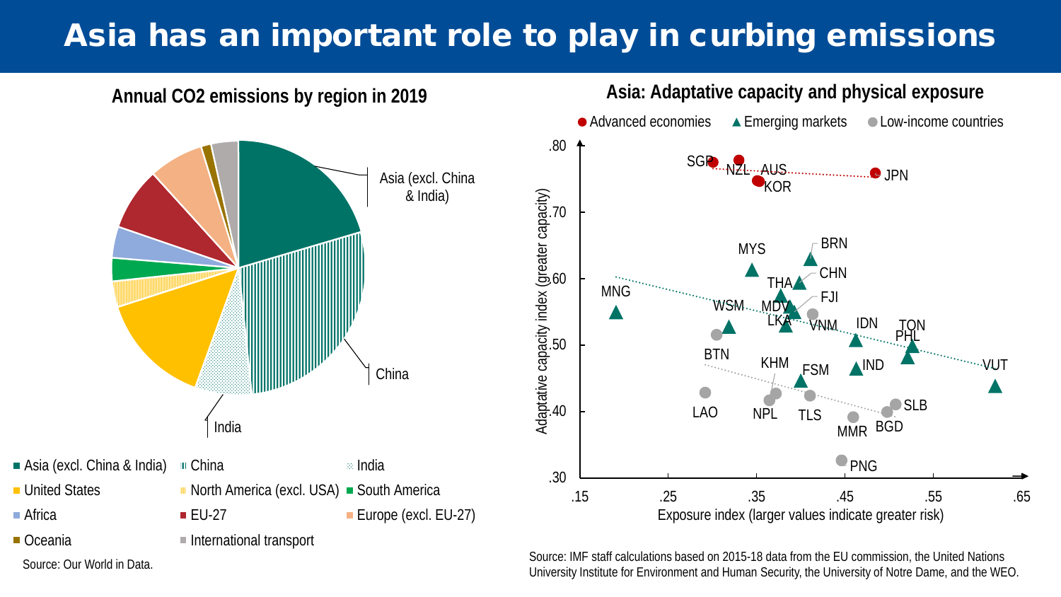# Asia has an important role to play in curbing emissions

## Annual CO2 emissions by region in 2019

Asia (excl. China & India)

China

India

- Asia (excl. China & India)
- China
- India
- United States
- North America (excl. USA)
- South America
- Africa
- EU-27
- Europe (excl. EU-27)
- Oceania
- International transport

Source: Our World in Data.

## Asia: Adaptative capacity and physical exposure

Advanced economies · Emerging markets · Low-income countries

Adaptative capacity index (greater capacity)

.80 .70 .60 .50 .40 .30

SGP NZL AUS KOR JPN BRN MYS CHN THA FJI MNG WSM MDV LKA VNM IDN TON PHL BTN KHM FSM IND VUT LAO NPL TLS SLB BGD MMR PNG

.15 .25 .35 .45 .55 .65

Exposure index (larger values indicate greater risk)

Source: IMF staff calculations based on 2015-18 data from the EU commission, the United Nations University Institute for Environment and Human Security, the University of Notre Dame, and the WEO.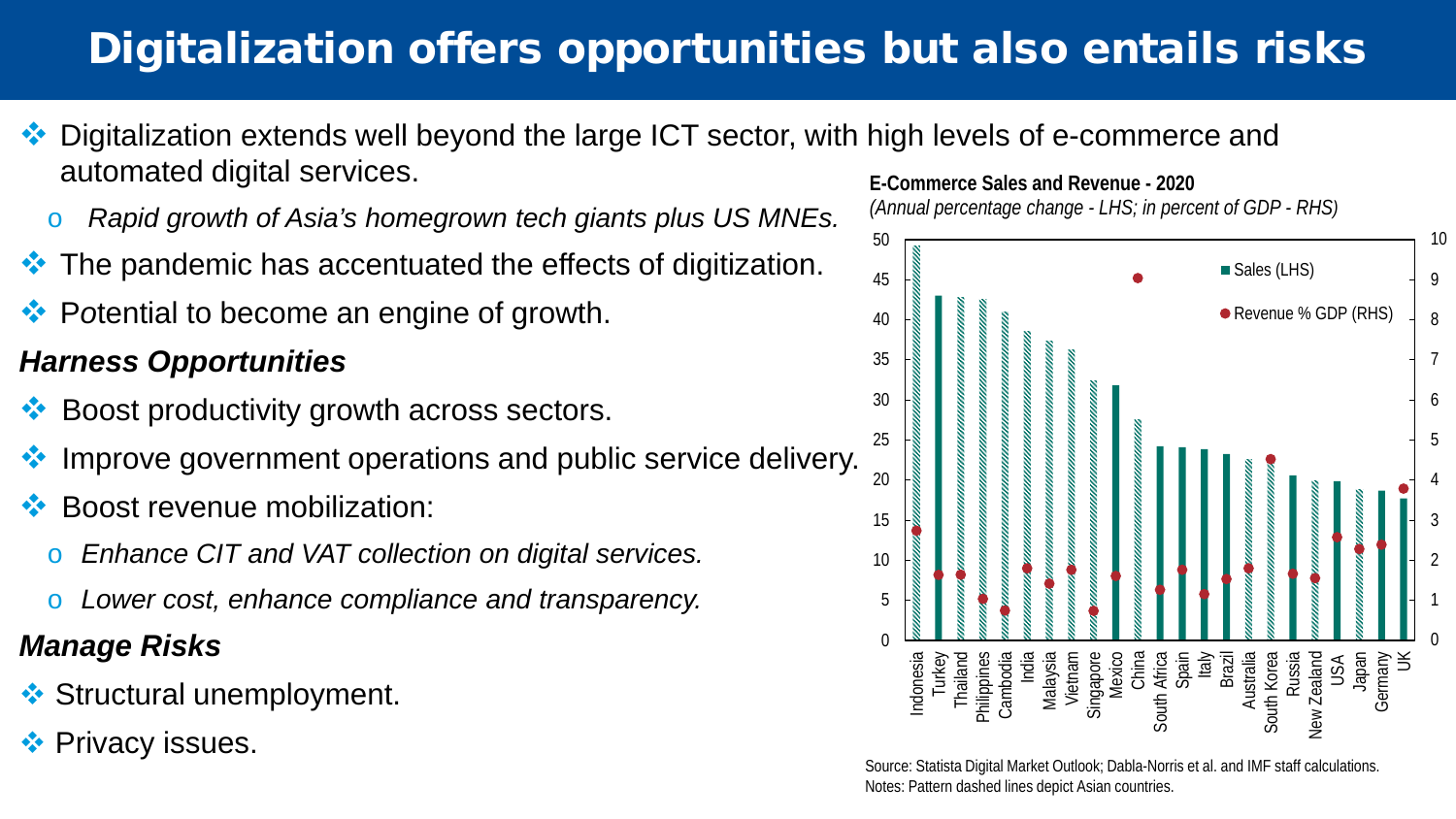# Digitalization offers opportunities but also entails risks

- Digitalization extends well beyond the large ICT sector, with high levels of e-commerce and automated digital services.
  - *Rapid growth of Asia's homegrown tech giants plus US MNEs.*
- The pandemic has accentuated the effects of digitization.
- Potential to become an engine of growth.

### *Harness Opportunities*

- Boost productivity growth across sectors.
- Improve government operations and public service delivery.
- Boost revenue mobilization:
  - *Enhance CIT and VAT collection on digital services.*
  - *Lower cost, enhance compliance and transparency.*

### *Manage Risks*

- Structural unemployment.
- Privacy issues.

**E-Commerce Sales and Revenue - 2020**

*(Annual percentage change - LHS; in percent of GDP - RHS)*

Sales (LHS)
Revenue % GDP (RHS)

LHS: 0, 5, 10, 15, 20, 25, 30, 35, 40, 45, 50
RHS: 0, 1, 2, 3, 4, 5, 6, 7, 8, 9, 10

Indonesia, Turkey, Thailand, Philippines, Cambodia, India, Malaysia, Vietnam, Singapore, Mexico, China, South Africa, Spain, Italy, Brazil, Australia, South Korea, Russia, New Zealand, USA, Japan, Germany, UK

Source: Statista Digital Market Outlook; Dabla-Norris et al. and IMF staff calculations.
Notes: Pattern dashed lines depict Asian countries.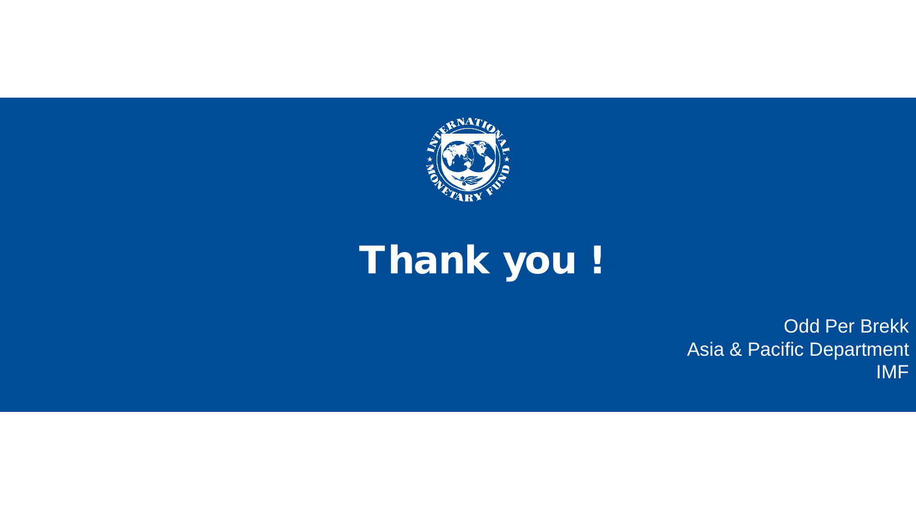# Thank you !

Odd Per Brekk
Asia & Pacific Department
IMF